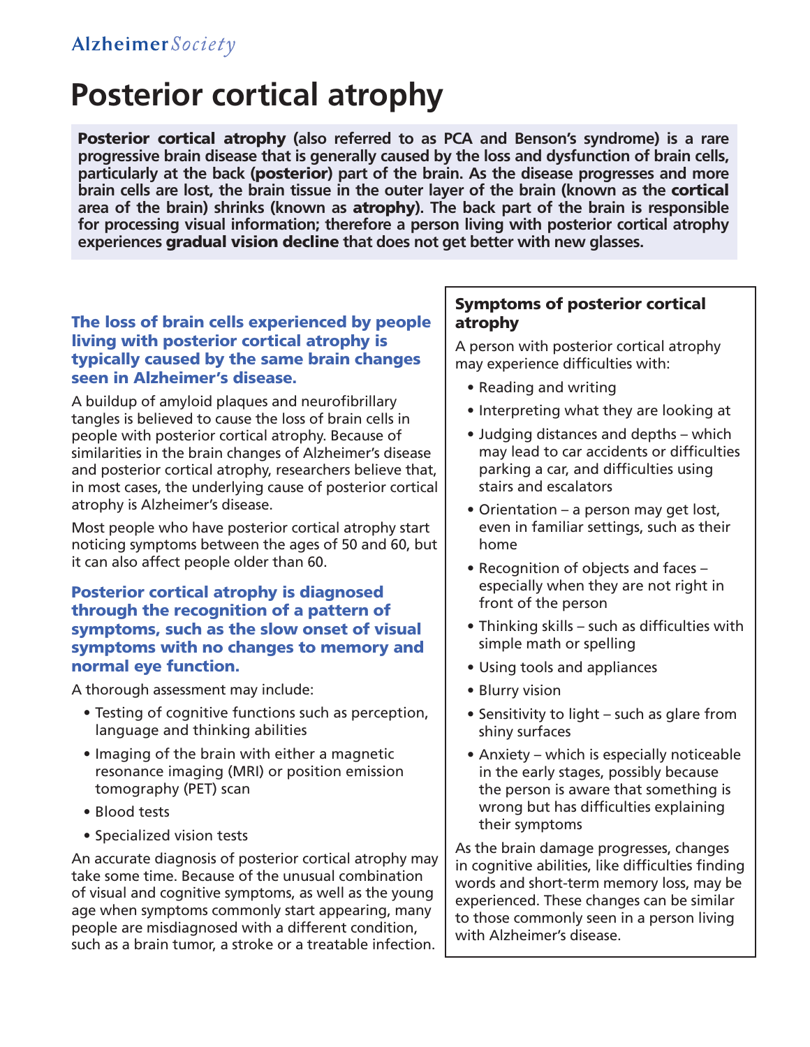Alzheimer *Society*

# Posterior cortical atrophy

**Posterior cortical atrophy (also referred to as PCA and Benson's syndrome) is a rare progressive brain disease that is generally caused by the loss and dysfunction of brain cells, particularly at the back (posterior) part of the brain. As the disease progresses and more brain cells are lost, the brain tissue in the outer layer of the brain (known as the cortical area of the brain) shrinks (known as atrophy). The back part of the brain is responsible for processing visual information; therefore a person living with posterior cortical atrophy experiences gradual vision decline that does not get better with new glasses.**

### The loss of brain cells experienced by people living with posterior cortical atrophy is typically caused by the same brain changes seen in Alzheimer's disease.

A buildup of amyloid plaques and neurofibrillary tangles is believed to cause the loss of brain cells in people with posterior cortical atrophy. Because of similarities in the brain changes of Alzheimer's disease and posterior cortical atrophy, researchers believe that, in most cases, the underlying cause of posterior cortical atrophy is Alzheimer's disease.

Most people who have posterior cortical atrophy start noticing symptoms between the ages of 50 and 60, but it can also affect people older than 60.

### Posterior cortical atrophy is diagnosed through the recognition of a pattern of symptoms, such as the slow onset of visual symptoms with no changes to memory and normal eye function.

A thorough assessment may include:

- Testing of cognitive functions such as perception, language and thinking abilities
- Imaging of the brain with either a magnetic resonance imaging (MRI) or position emission tomography (PET) scan
- Blood tests
- Specialized vision tests

An accurate diagnosis of posterior cortical atrophy may take some time. Because of the unusual combination of visual and cognitive symptoms, as well as the young age when symptoms commonly start appearing, many people are misdiagnosed with a different condition, such as a brain tumor, a stroke or a treatable infection.

### Symptoms of posterior cortical atrophy

A person with posterior cortical atrophy may experience difficulties with:

- Reading and writing
- Interpreting what they are looking at
- Judging distances and depths – which may lead to car accidents or difficulties parking a car, and difficulties using stairs and escalators
- Orientation – a person may get lost, even in familiar settings, such as their home
- Recognition of objects and faces – especially when they are not right in front of the person
- Thinking skills – such as difficulties with simple math or spelling
- Using tools and appliances
- Blurry vision
- Sensitivity to light – such as glare from shiny surfaces
- Anxiety – which is especially noticeable in the early stages, possibly because the person is aware that something is wrong but has difficulties explaining their symptoms

As the brain damage progresses, changes in cognitive abilities, like difficulties finding words and short-term memory loss, may be experienced. These changes can be similar to those commonly seen in a person living with Alzheimer's disease.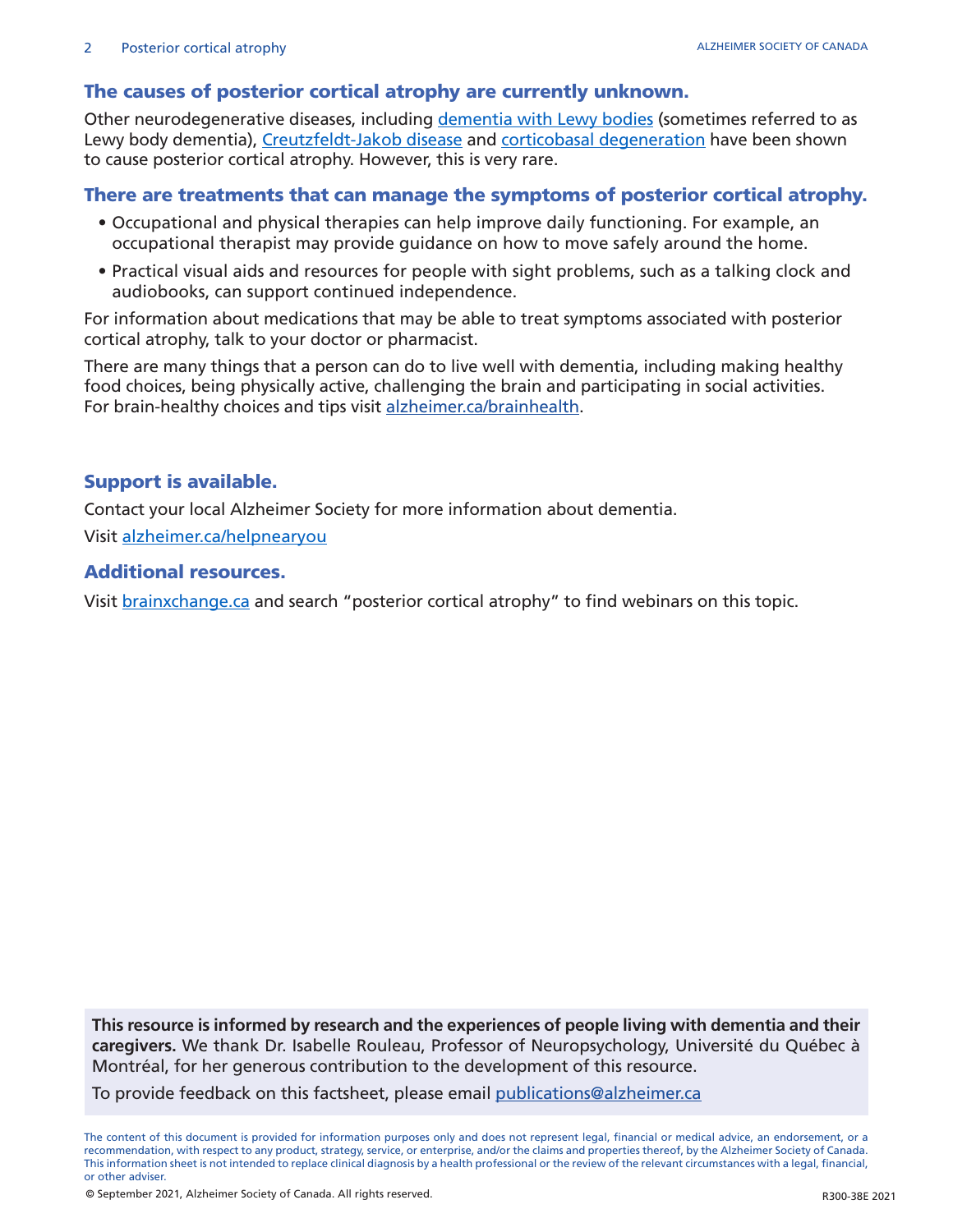## The causes of posterior cortical atrophy are currently unknown.

Other neurodegenerative diseases, including dementia with Lewy bodies (sometimes referred to as Lewy body dementia), Creutzfeldt-Jakob disease and corticobasal degeneration have been shown to cause posterior cortical atrophy. However, this is very rare.

## There are treatments that can manage the symptoms of posterior cortical atrophy.

- Occupational and physical therapies can help improve daily functioning. For example, an occupational therapist may provide guidance on how to move safely around the home.
- Practical visual aids and resources for people with sight problems, such as a talking clock and audiobooks, can support continued independence.

For information about medications that may be able to treat symptoms associated with posterior cortical atrophy, talk to your doctor or pharmacist.

There are many things that a person can do to live well with dementia, including making healthy food choices, being physically active, challenging the brain and participating in social activities. For brain-healthy choices and tips visit alzheimer.ca/brainhealth.

## Support is available.

Contact your local Alzheimer Society for more information about dementia.

Visit alzheimer.ca/helpnearyou

## Additional resources.

Visit brainxchange.ca and search "posterior cortical atrophy" to find webinars on this topic.

**This resource is informed by research and the experiences of people living with dementia and their caregivers.** We thank Dr. Isabelle Rouleau, Professor of Neuropsychology, Université du Québec à Montréal, for her generous contribution to the development of this resource.

To provide feedback on this factsheet, please email publications@alzheimer.ca

The content of this document is provided for information purposes only and does not represent legal, financial or medical advice, an endorsement, or a recommendation, with respect to any product, strategy, service, or enterprise, and/or the claims and properties thereof, by the Alzheimer Society of Canada. This information sheet is not intended to replace clinical diagnosis by a health professional or the review of the relevant circumstances with a legal, financial, or other adviser.

© September 2021, Alzheimer Society of Canada. All rights reserved.

R300-38E 2021